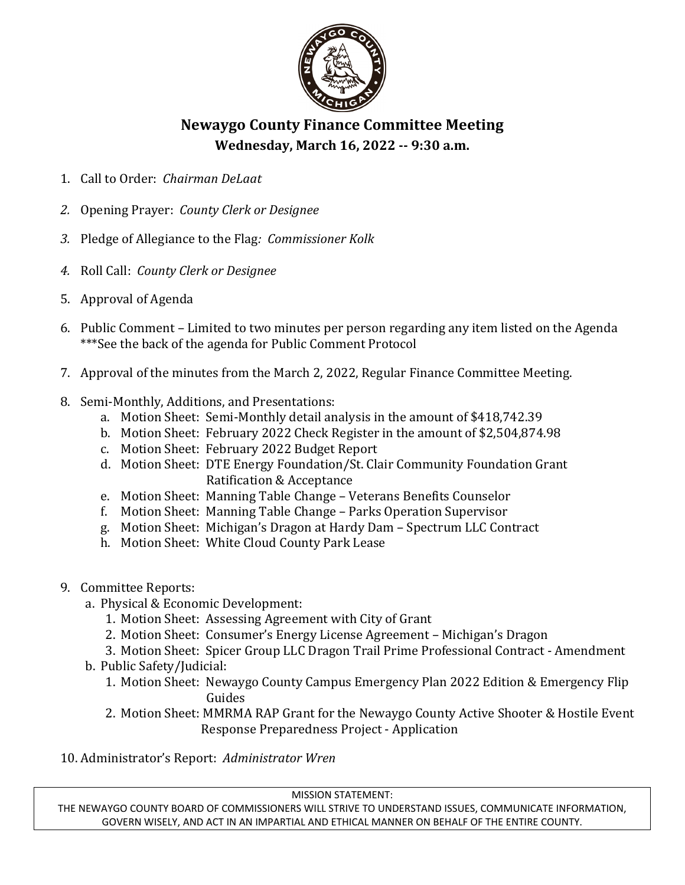# Newaygo County Finance Committee Meeting

## Wednesday, March 16, 2022 -- 9:30 a.m.

1. Call to Order: *Chairman DeLaat*
2. Opening Prayer: *County Clerk or Designee*
3. Pledge of Allegiance to the Flag*: Commissioner Kolk*
4. Roll Call: *County Clerk or Designee*
5. Approval of Agenda
6. Public Comment – Limited to two minutes per person regarding any item listed on the Agenda
   ***See the back of the agenda for Public Comment Protocol
7. Approval of the minutes from the March 2, 2022, Regular Finance Committee Meeting.
8. Semi-Monthly, Additions, and Presentations:
   a. Motion Sheet: Semi-Monthly detail analysis in the amount of $418,742.39
   b. Motion Sheet: February 2022 Check Register in the amount of $2,504,874.98
   c. Motion Sheet: February 2022 Budget Report
   d. Motion Sheet: DTE Energy Foundation/St. Clair Community Foundation Grant Ratification & Acceptance
   e. Motion Sheet: Manning Table Change – Veterans Benefits Counselor
   f. Motion Sheet: Manning Table Change – Parks Operation Supervisor
   g. Motion Sheet: Michigan's Dragon at Hardy Dam – Spectrum LLC Contract
   h. Motion Sheet: White Cloud County Park Lease
9. Committee Reports:
   a. Physical & Economic Development:
      1. Motion Sheet: Assessing Agreement with City of Grant
      2. Motion Sheet: Consumer's Energy License Agreement – Michigan's Dragon
      3. Motion Sheet: Spicer Group LLC Dragon Trail Prime Professional Contract - Amendment
   b. Public Safety/Judicial:
      1. Motion Sheet: Newaygo County Campus Emergency Plan 2022 Edition & Emergency Flip Guides
      2. Motion Sheet: MMRMA RAP Grant for the Newaygo County Active Shooter & Hostile Event Response Preparedness Project - Application
10. Administrator's Report: *Administrator Wren*

| MISSION STATEMENT: THE NEWAYGO COUNTY BOARD OF COMMISSIONERS WILL STRIVE TO UNDERSTAND ISSUES, COMMUNICATE INFORMATION, GOVERN WISELY, AND ACT IN AN IMPARTIAL AND ETHICAL MANNER ON BEHALF OF THE ENTIRE COUNTY. |
|---|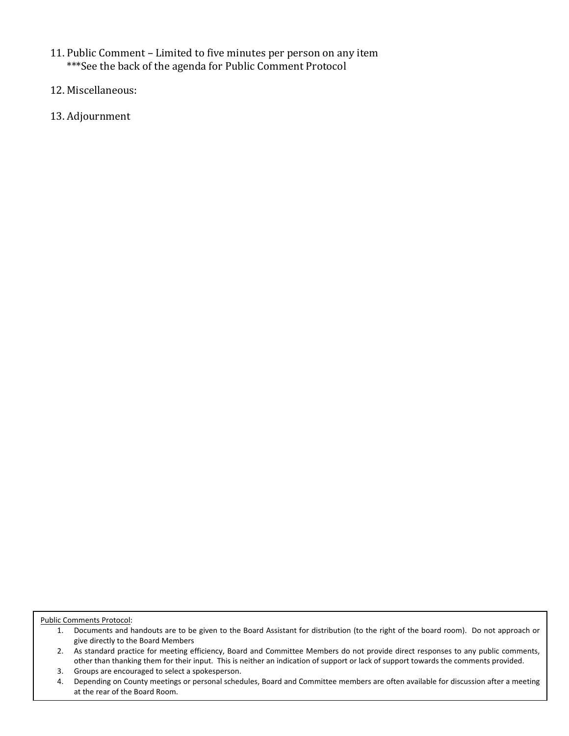11. Public Comment – Limited to five minutes per person on any item
    ***See the back of the agenda for Public Comment Protocol

12. Miscellaneous:

13. Adjournment

Public Comments Protocol:

1. Documents and handouts are to be given to the Board Assistant for distribution (to the right of the board room). Do not approach or give directly to the Board Members
2. As standard practice for meeting efficiency, Board and Committee Members do not provide direct responses to any public comments, other than thanking them for their input. This is neither an indication of support or lack of support towards the comments provided.
3. Groups are encouraged to select a spokesperson.
4. Depending on County meetings or personal schedules, Board and Committee members are often available for discussion after a meeting at the rear of the Board Room.